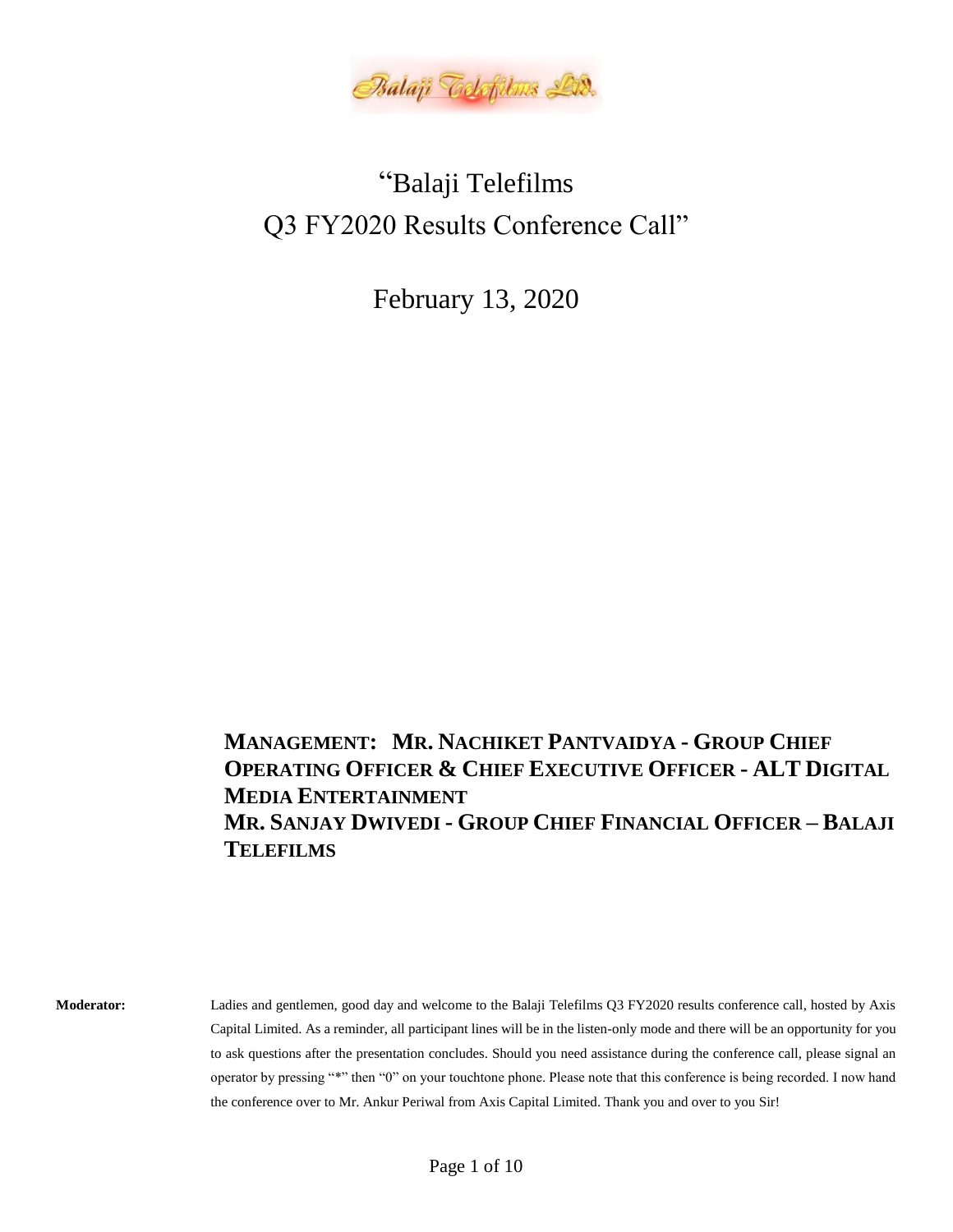# "Balaji Telefilms Q3 FY2020 Results Conference Call"

February 13, 2020

**MANAGEMENT: MR. NACHIKET PANTVAIDYA - GROUP CHIEF OPERATING OFFICER & CHIEF EXECUTIVE OFFICER - ALT DIGITAL MEDIA ENTERTAINMENT**
**MR. SANJAY DWIVEDI - GROUP CHIEF FINANCIAL OFFICER – BALAJI TELEFILMS**

**Moderator:** Ladies and gentlemen, good day and welcome to the Balaji Telefilms Q3 FY2020 results conference call, hosted by Axis Capital Limited. As a reminder, all participant lines will be in the listen-only mode and there will be an opportunity for you to ask questions after the presentation concludes. Should you need assistance during the conference call, please signal an operator by pressing "*" then "0" on your touchtone phone. Please note that this conference is being recorded. I now hand the conference over to Mr. Ankur Periwal from Axis Capital Limited. Thank you and over to you Sir!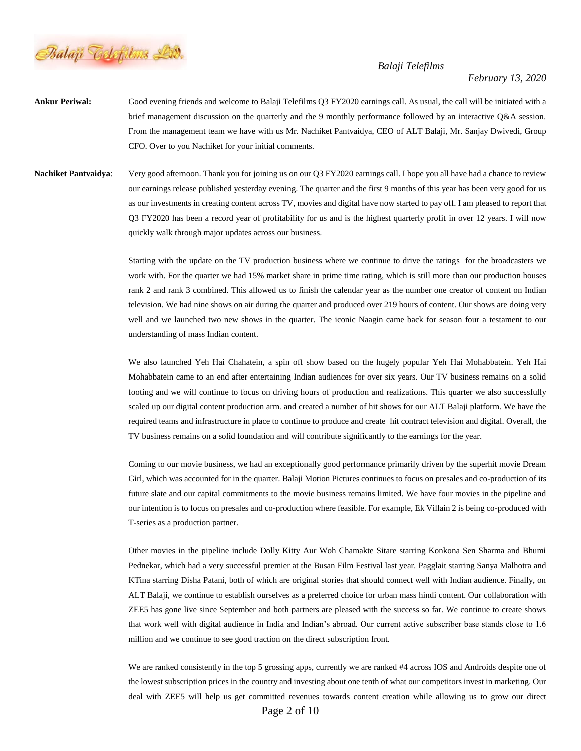**Ankur Periwal:** Good evening friends and welcome to Balaji Telefilms Q3 FY2020 earnings call. As usual, the call will be initiated with a brief management discussion on the quarterly and the 9 monthly performance followed by an interactive Q&A session. From the management team we have with us Mr. Nachiket Pantvaidya, CEO of ALT Balaji, Mr. Sanjay Dwivedi, Group CFO. Over to you Nachiket for your initial comments.

**Nachiket Pantvaidya**: Very good afternoon. Thank you for joining us on our Q3 FY2020 earnings call. I hope you all have had a chance to review our earnings release published yesterday evening. The quarter and the first 9 months of this year has been very good for us as our investments in creating content across TV, movies and digital have now started to pay off. I am pleased to report that Q3 FY2020 has been a record year of profitability for us and is the highest quarterly profit in over 12 years. I will now quickly walk through major updates across our business.

Starting with the update on the TV production business where we continue to drive the ratings for the broadcasters we work with. For the quarter we had 15% market share in prime time rating, which is still more than our production houses rank 2 and rank 3 combined. This allowed us to finish the calendar year as the number one creator of content on Indian television. We had nine shows on air during the quarter and produced over 219 hours of content. Our shows are doing very well and we launched two new shows in the quarter. The iconic Naagin came back for season four a testament to our understanding of mass Indian content.

We also launched Yeh Hai Chahatein, a spin off show based on the hugely popular Yeh Hai Mohabbatein. Yeh Hai Mohabbatein came to an end after entertaining Indian audiences for over six years. Our TV business remains on a solid footing and we will continue to focus on driving hours of production and realizations. This quarter we also successfully scaled up our digital content production arm. and created a number of hit shows for our ALT Balaji platform. We have the required teams and infrastructure in place to continue to produce and create hit contract television and digital. Overall, the TV business remains on a solid foundation and will contribute significantly to the earnings for the year.

Coming to our movie business, we had an exceptionally good performance primarily driven by the superhit movie Dream Girl, which was accounted for in the quarter. Balaji Motion Pictures continues to focus on presales and co-production of its future slate and our capital commitments to the movie business remains limited. We have four movies in the pipeline and our intention is to focus on presales and co-production where feasible. For example, Ek Villain 2 is being co-produced with T-series as a production partner.

Other movies in the pipeline include Dolly Kitty Aur Woh Chamakte Sitare starring Konkona Sen Sharma and Bhumi Pednekar, which had a very successful premier at the Busan Film Festival last year. Pagglait starring Sanya Malhotra and KTina starring Disha Patani, both of which are original stories that should connect well with Indian audience. Finally, on ALT Balaji, we continue to establish ourselves as a preferred choice for urban mass hindi content. Our collaboration with ZEE5 has gone live since September and both partners are pleased with the success so far. We continue to create shows that work well with digital audience in India and Indian's abroad. Our current active subscriber base stands close to 1.6 million and we continue to see good traction on the direct subscription front.

We are ranked consistently in the top 5 grossing apps, currently we are ranked #4 across IOS and Androids despite one of the lowest subscription prices in the country and investing about one tenth of what our competitors invest in marketing. Our deal with ZEE5 will help us get committed revenues towards content creation while allowing us to grow our direct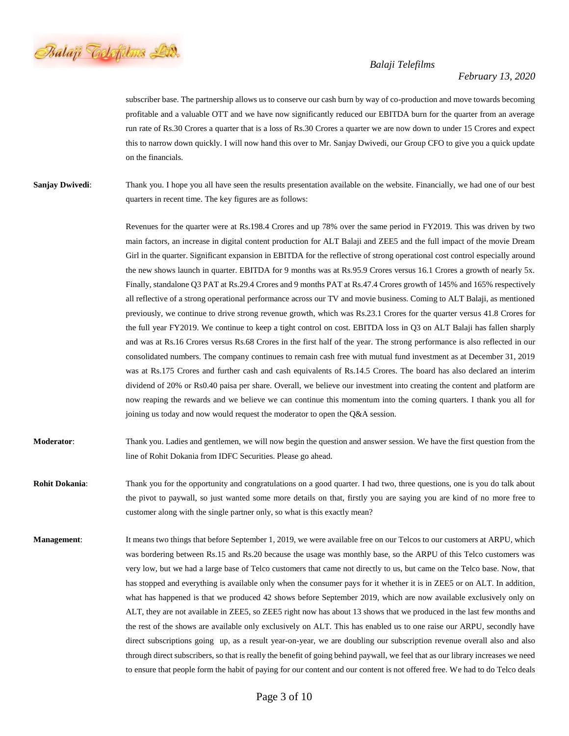subscriber base. The partnership allows us to conserve our cash burn by way of co-production and move towards becoming profitable and a valuable OTT and we have now significantly reduced our EBITDA burn for the quarter from an average run rate of Rs.30 Crores a quarter that is a loss of Rs.30 Crores a quarter we are now down to under 15 Crores and expect this to narrow down quickly. I will now hand this over to Mr. Sanjay Dwivedi, our Group CFO to give you a quick update on the financials.

**Sanjay Dwivedi**: Thank you. I hope you all have seen the results presentation available on the website. Financially, we had one of our best quarters in recent time. The key figures are as follows:

Revenues for the quarter were at Rs.198.4 Crores and up 78% over the same period in FY2019. This was driven by two main factors, an increase in digital content production for ALT Balaji and ZEE5 and the full impact of the movie Dream Girl in the quarter. Significant expansion in EBITDA for the reflective of strong operational cost control especially around the new shows launch in quarter. EBITDA for 9 months was at Rs.95.9 Crores versus 16.1 Crores a growth of nearly 5x. Finally, standalone Q3 PAT at Rs.29.4 Crores and 9 months PAT at Rs.47.4 Crores growth of 145% and 165% respectively all reflective of a strong operational performance across our TV and movie business. Coming to ALT Balaji, as mentioned previously, we continue to drive strong revenue growth, which was Rs.23.1 Crores for the quarter versus 41.8 Crores for the full year FY2019. We continue to keep a tight control on cost. EBITDA loss in Q3 on ALT Balaji has fallen sharply and was at Rs.16 Crores versus Rs.68 Crores in the first half of the year. The strong performance is also reflected in our consolidated numbers. The company continues to remain cash free with mutual fund investment as at December 31, 2019 was at Rs.175 Crores and further cash and cash equivalents of Rs.14.5 Crores. The board has also declared an interim dividend of 20% or Rs0.40 paisa per share. Overall, we believe our investment into creating the content and platform are now reaping the rewards and we believe we can continue this momentum into the coming quarters. I thank you all for joining us today and now would request the moderator to open the Q&A session.

**Moderator**: Thank you. Ladies and gentlemen, we will now begin the question and answer session. We have the first question from the line of Rohit Dokania from IDFC Securities. Please go ahead.

**Rohit Dokania**: Thank you for the opportunity and congratulations on a good quarter. I had two, three questions, one is you do talk about the pivot to paywall, so just wanted some more details on that, firstly you are saying you are kind of no more free to customer along with the single partner only, so what is this exactly mean?

**Management**: It means two things that before September 1, 2019, we were available free on our Telcos to our customers at ARPU, which was bordering between Rs.15 and Rs.20 because the usage was monthly base, so the ARPU of this Telco customers was very low, but we had a large base of Telco customers that came not directly to us, but came on the Telco base. Now, that has stopped and everything is available only when the consumer pays for it whether it is in ZEE5 or on ALT. In addition, what has happened is that we produced 42 shows before September 2019, which are now available exclusively only on ALT, they are not available in ZEE5, so ZEE5 right now has about 13 shows that we produced in the last few months and the rest of the shows are available only exclusively on ALT. This has enabled us to one raise our ARPU, secondly have direct subscriptions going up, as a result year-on-year, we are doubling our subscription revenue overall also and also through direct subscribers, so that is really the benefit of going behind paywall, we feel that as our library increases we need to ensure that people form the habit of paying for our content and our content is not offered free. We had to do Telco deals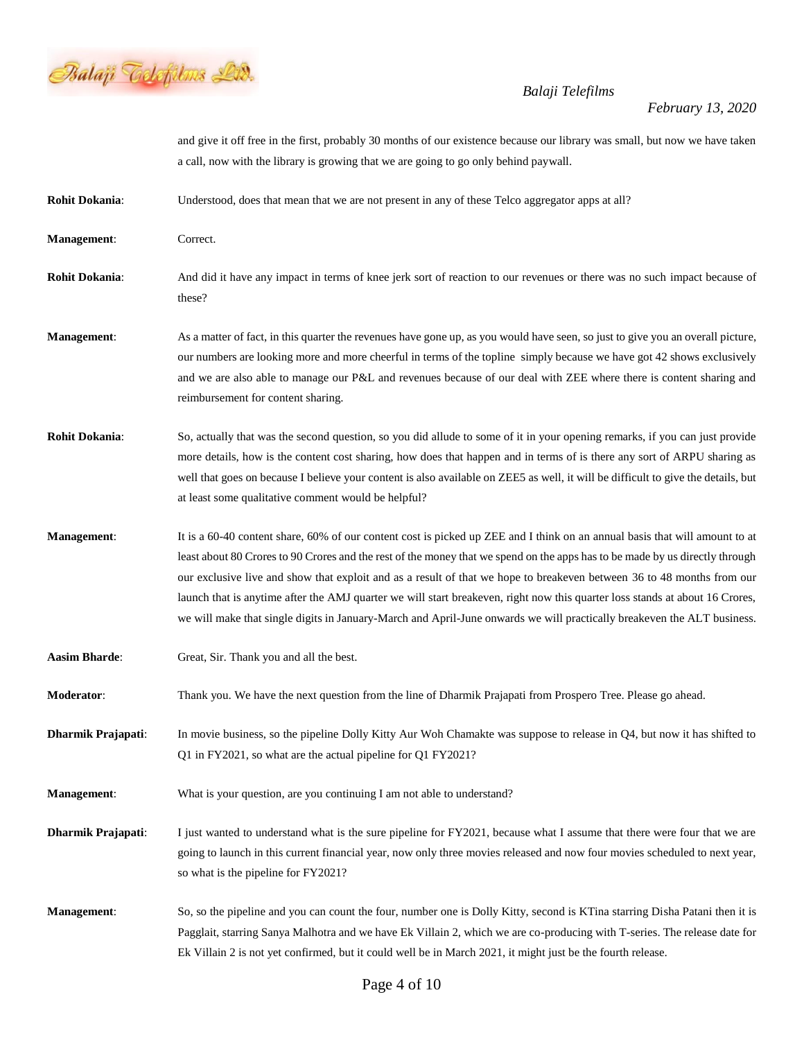and give it off free in the first, probably 30 months of our existence because our library was small, but now we have taken a call, now with the library is growing that we are going to go only behind paywall.

**Rohit Dokania**: Understood, does that mean that we are not present in any of these Telco aggregator apps at all?

**Management**: Correct.

**Rohit Dokania**: And did it have any impact in terms of knee jerk sort of reaction to our revenues or there was no such impact because of these?

**Management**: As a matter of fact, in this quarter the revenues have gone up, as you would have seen, so just to give you an overall picture, our numbers are looking more and more cheerful in terms of the topline simply because we have got 42 shows exclusively and we are also able to manage our P&L and revenues because of our deal with ZEE where there is content sharing and reimbursement for content sharing.

**Rohit Dokania**: So, actually that was the second question, so you did allude to some of it in your opening remarks, if you can just provide more details, how is the content cost sharing, how does that happen and in terms of is there any sort of ARPU sharing as well that goes on because I believe your content is also available on ZEE5 as well, it will be difficult to give the details, but at least some qualitative comment would be helpful?

**Management**: It is a 60-40 content share, 60% of our content cost is picked up ZEE and I think on an annual basis that will amount to at least about 80 Crores to 90 Crores and the rest of the money that we spend on the apps has to be made by us directly through our exclusive live and show that exploit and as a result of that we hope to breakeven between 36 to 48 months from our launch that is anytime after the AMJ quarter we will start breakeven, right now this quarter loss stands at about 16 Crores, we will make that single digits in January-March and April-June onwards we will practically breakeven the ALT business.

**Aasim Bharde**: Great, Sir. Thank you and all the best.

**Moderator**: Thank you. We have the next question from the line of Dharmik Prajapati from Prospero Tree. Please go ahead.

**Dharmik Prajapati**: In movie business, so the pipeline Dolly Kitty Aur Woh Chamakte was suppose to release in Q4, but now it has shifted to Q1 in FY2021, so what are the actual pipeline for Q1 FY2021?

**Management**: What is your question, are you continuing I am not able to understand?

**Dharmik Prajapati**: I just wanted to understand what is the sure pipeline for FY2021, because what I assume that there were four that we are going to launch in this current financial year, now only three movies released and now four movies scheduled to next year, so what is the pipeline for FY2021?

**Management**: So, so the pipeline and you can count the four, number one is Dolly Kitty, second is KTina starring Disha Patani then it is Pagglait, starring Sanya Malhotra and we have Ek Villain 2, which we are co-producing with T-series. The release date for Ek Villain 2 is not yet confirmed, but it could well be in March 2021, it might just be the fourth release.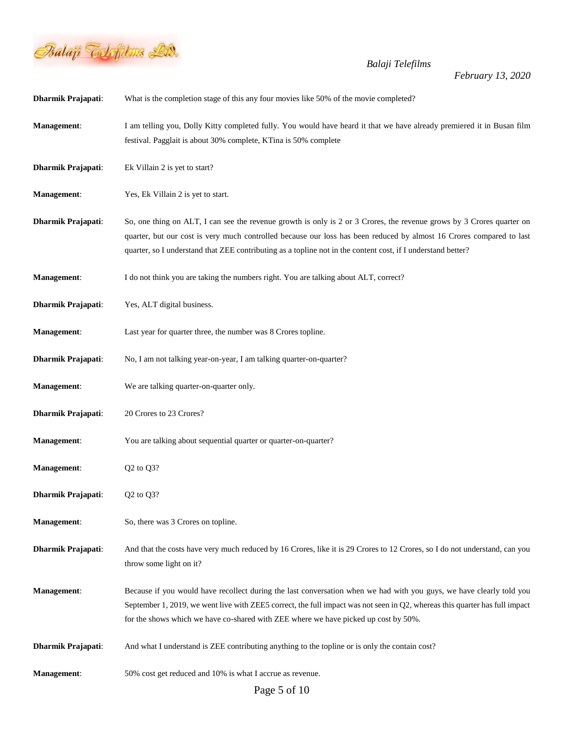**Dharmik Prajapati**: What is the completion stage of this any four movies like 50% of the movie completed?

**Management**: I am telling you, Dolly Kitty completed fully. You would have heard it that we have already premiered it in Busan film festival. Pagglait is about 30% complete, KTina is 50% complete

**Dharmik Prajapati**: Ek Villain 2 is yet to start?

**Management**: Yes, Ek Villain 2 is yet to start.

**Dharmik Prajapati**: So, one thing on ALT, I can see the revenue growth is only is 2 or 3 Crores, the revenue grows by 3 Crores quarter on quarter, but our cost is very much controlled because our loss has been reduced by almost 16 Crores compared to last quarter, so I understand that ZEE contributing as a topline not in the content cost, if I understand better?

**Management**: I do not think you are taking the numbers right. You are talking about ALT, correct?

**Dharmik Prajapati**: Yes, ALT digital business.

**Management**: Last year for quarter three, the number was 8 Crores topline.

**Dharmik Prajapati**: No, I am not talking year-on-year, I am talking quarter-on-quarter?

**Management**: We are talking quarter-on-quarter only.

**Dharmik Prajapati**: 20 Crores to 23 Crores?

**Management**: You are talking about sequential quarter or quarter-on-quarter?

**Management**: Q2 to Q3?

**Dharmik Prajapati**: Q2 to Q3?

**Management**: So, there was 3 Crores on topline.

**Dharmik Prajapati**: And that the costs have very much reduced by 16 Crores, like it is 29 Crores to 12 Crores, so I do not understand, can you throw some light on it?

**Management**: Because if you would have recollect during the last conversation when we had with you guys, we have clearly told you September 1, 2019, we went live with ZEE5 correct, the full impact was not seen in Q2, whereas this quarter has full impact for the shows which we have co-shared with ZEE where we have picked up cost by 50%.

**Dharmik Prajapati**: And what I understand is ZEE contributing anything to the topline or is only the contain cost?

**Management**: 50% cost get reduced and 10% is what I accrue as revenue.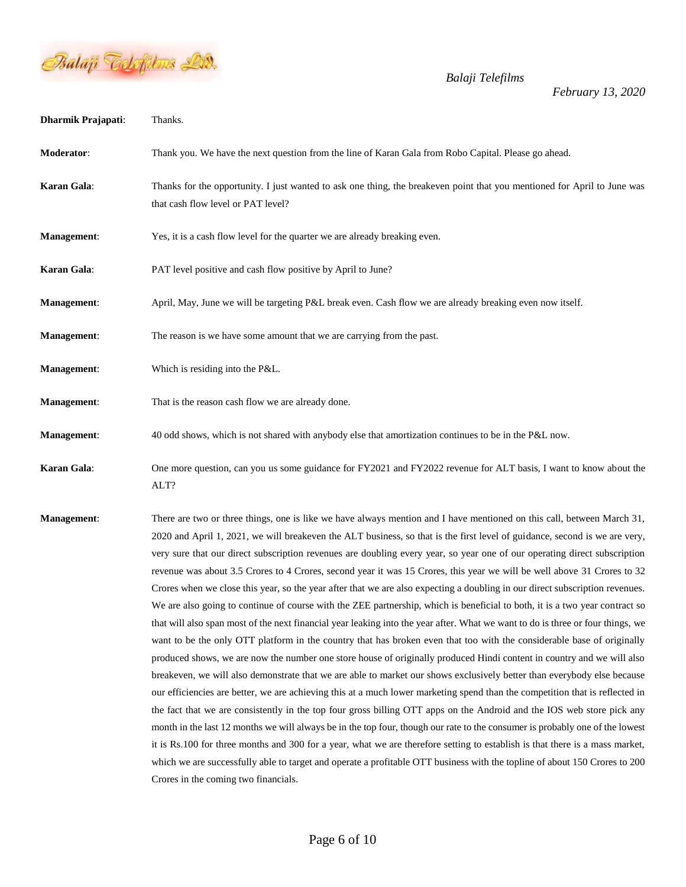**Dharmik Prajapati**: Thanks.

**Moderator**: Thank you. We have the next question from the line of Karan Gala from Robo Capital. Please go ahead.

**Karan Gala**: Thanks for the opportunity. I just wanted to ask one thing, the breakeven point that you mentioned for April to June was that cash flow level or PAT level?

**Management**: Yes, it is a cash flow level for the quarter we are already breaking even.

**Karan Gala**: PAT level positive and cash flow positive by April to June?

**Management**: April, May, June we will be targeting P&L break even. Cash flow we are already breaking even now itself.

**Management**: The reason is we have some amount that we are carrying from the past.

**Management**: Which is residing into the P&L.

**Management**: That is the reason cash flow we are already done.

**Management**: 40 odd shows, which is not shared with anybody else that amortization continues to be in the P&L now.

**Karan Gala**: One more question, can you us some guidance for FY2021 and FY2022 revenue for ALT basis, I want to know about the ALT?

**Management**: There are two or three things, one is like we have always mention and I have mentioned on this call, between March 31, 2020 and April 1, 2021, we will breakeven the ALT business, so that is the first level of guidance, second is we are very, very sure that our direct subscription revenues are doubling every year, so year one of our operating direct subscription revenue was about 3.5 Crores to 4 Crores, second year it was 15 Crores, this year we will be well above 31 Crores to 32 Crores when we close this year, so the year after that we are also expecting a doubling in our direct subscription revenues. We are also going to continue of course with the ZEE partnership, which is beneficial to both, it is a two year contract so that will also span most of the next financial year leaking into the year after. What we want to do is three or four things, we want to be the only OTT platform in the country that has broken even that too with the considerable base of originally produced shows, we are now the number one store house of originally produced Hindi content in country and we will also breakeven, we will also demonstrate that we are able to market our shows exclusively better than everybody else because our efficiencies are better, we are achieving this at a much lower marketing spend than the competition that is reflected in the fact that we are consistently in the top four gross billing OTT apps on the Android and the IOS web store pick any month in the last 12 months we will always be in the top four, though our rate to the consumer is probably one of the lowest it is Rs.100 for three months and 300 for a year, what we are therefore setting to establish is that there is a mass market, which we are successfully able to target and operate a profitable OTT business with the topline of about 150 Crores to 200 Crores in the coming two financials.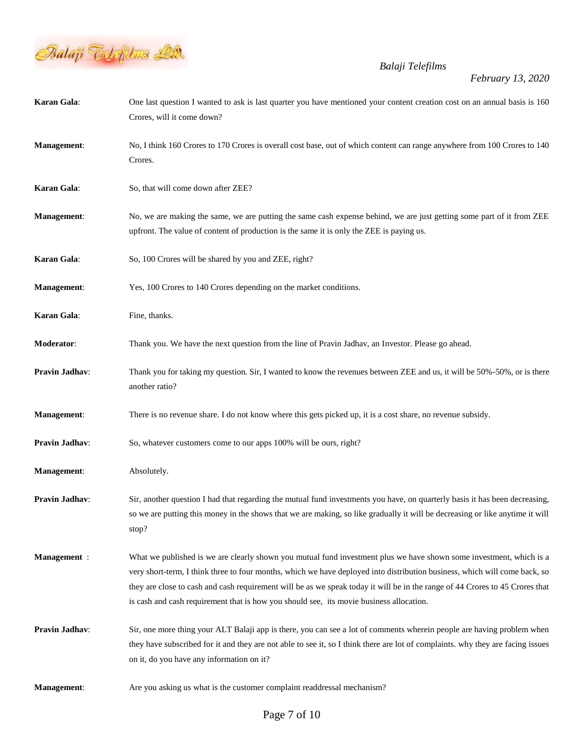**Karan Gala**: One last question I wanted to ask is last quarter you have mentioned your content creation cost on an annual basis is 160 Crores, will it come down?

**Management**: No, I think 160 Crores to 170 Crores is overall cost base, out of which content can range anywhere from 100 Crores to 140 Crores.

**Karan Gala**: So, that will come down after ZEE?

**Management**: No, we are making the same, we are putting the same cash expense behind, we are just getting some part of it from ZEE upfront. The value of content of production is the same it is only the ZEE is paying us.

**Karan Gala**: So, 100 Crores will be shared by you and ZEE, right?

**Management**: Yes, 100 Crores to 140 Crores depending on the market conditions.

**Karan Gala**: Fine, thanks.

**Moderator**: Thank you. We have the next question from the line of Pravin Jadhav, an Investor. Please go ahead.

**Pravin Jadhav**: Thank you for taking my question. Sir, I wanted to know the revenues between ZEE and us, it will be 50%-50%, or is there another ratio?

**Management**: There is no revenue share. I do not know where this gets picked up, it is a cost share, no revenue subsidy.

**Pravin Jadhav**: So, whatever customers come to our apps 100% will be ours, right?

**Management**: Absolutely.

**Pravin Jadhav**: Sir, another question I had that regarding the mutual fund investments you have, on quarterly basis it has been decreasing, so we are putting this money in the shows that we are making, so like gradually it will be decreasing or like anytime it will stop?

**Management** : What we published is we are clearly shown you mutual fund investment plus we have shown some investment, which is a very short-term, I think three to four months, which we have deployed into distribution business, which will come back, so they are close to cash and cash requirement will be as we speak today it will be in the range of 44 Crores to 45 Crores that is cash and cash requirement that is how you should see, its movie business allocation.

**Pravin Jadhav**: Sir, one more thing your ALT Balaji app is there, you can see a lot of comments wherein people are having problem when they have subscribed for it and they are not able to see it, so I think there are lot of complaints. why they are facing issues on it, do you have any information on it?

**Management**: Are you asking us what is the customer complaint readdressal mechanism?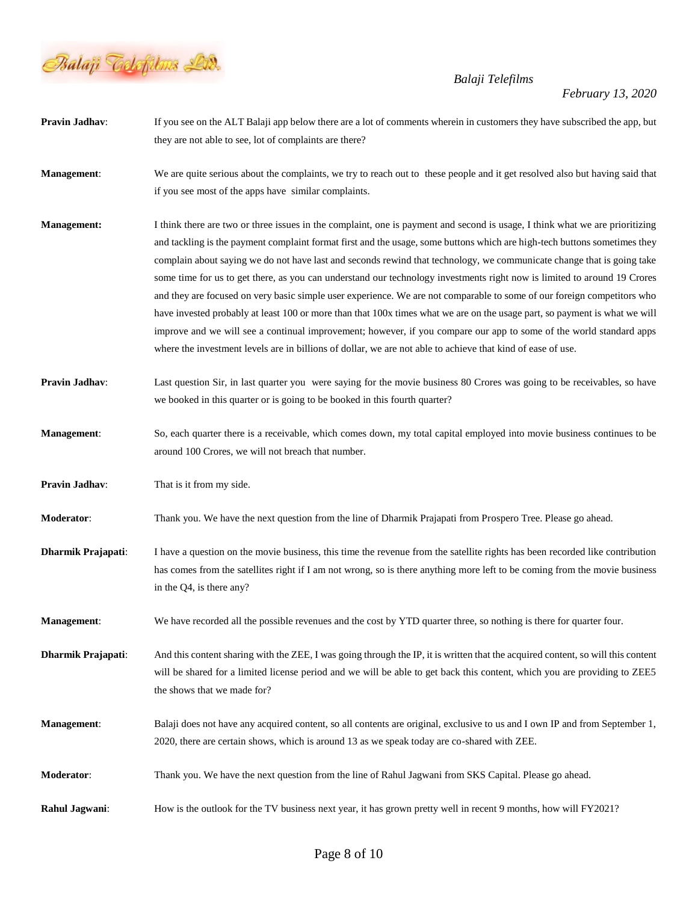**Pravin Jadhav**: If you see on the ALT Balaji app below there are a lot of comments wherein in customers they have subscribed the app, but they are not able to see, lot of complaints are there?

**Management**: We are quite serious about the complaints, we try to reach out to these people and it get resolved also but having said that if you see most of the apps have similar complaints.

**Management:** I think there are two or three issues in the complaint, one is payment and second is usage, I think what we are prioritizing and tackling is the payment complaint format first and the usage, some buttons which are high-tech buttons sometimes they complain about saying we do not have last and seconds rewind that technology, we communicate change that is going take some time for us to get there, as you can understand our technology investments right now is limited to around 19 Crores and they are focused on very basic simple user experience. We are not comparable to some of our foreign competitors who have invested probably at least 100 or more than that 100x times what we are on the usage part, so payment is what we will improve and we will see a continual improvement; however, if you compare our app to some of the world standard apps where the investment levels are in billions of dollar, we are not able to achieve that kind of ease of use.

**Pravin Jadhav**: Last question Sir, in last quarter you were saying for the movie business 80 Crores was going to be receivables, so have we booked in this quarter or is going to be booked in this fourth quarter?

**Management**: So, each quarter there is a receivable, which comes down, my total capital employed into movie business continues to be around 100 Crores, we will not breach that number.

**Pravin Jadhav**: That is it from my side.

**Moderator**: Thank you. We have the next question from the line of Dharmik Prajapati from Prospero Tree. Please go ahead.

**Dharmik Prajapati**: I have a question on the movie business, this time the revenue from the satellite rights has been recorded like contribution has comes from the satellites right if I am not wrong, so is there anything more left to be coming from the movie business in the Q4, is there any?

**Management**: We have recorded all the possible revenues and the cost by YTD quarter three, so nothing is there for quarter four.

**Dharmik Prajapati**: And this content sharing with the ZEE, I was going through the IP, it is written that the acquired content, so will this content will be shared for a limited license period and we will be able to get back this content, which you are providing to ZEE5 the shows that we made for?

**Management**: Balaji does not have any acquired content, so all contents are original, exclusive to us and I own IP and from September 1, 2020, there are certain shows, which is around 13 as we speak today are co-shared with ZEE.

**Moderator**: Thank you. We have the next question from the line of Rahul Jagwani from SKS Capital. Please go ahead.

**Rahul Jagwani**: How is the outlook for the TV business next year, it has grown pretty well in recent 9 months, how will FY2021?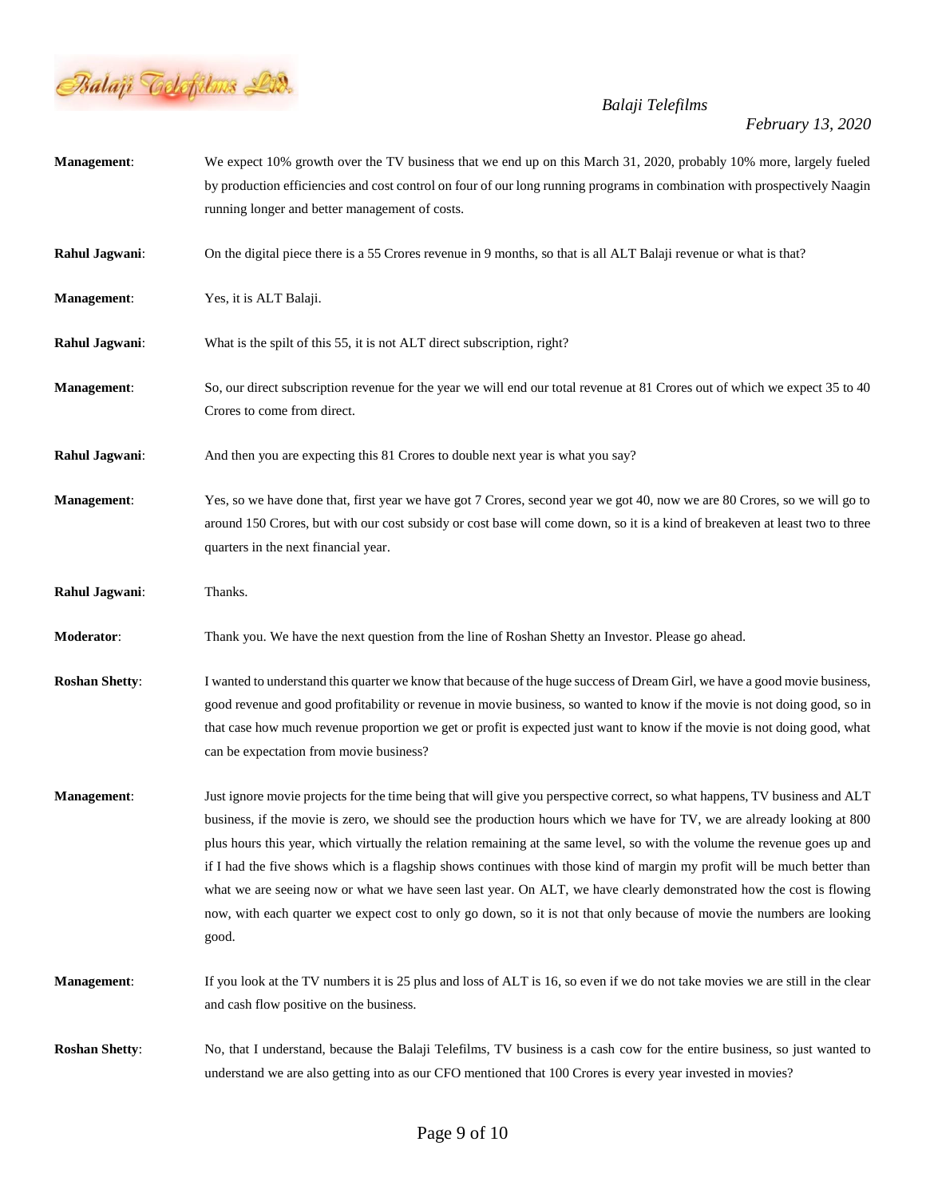**Management**: We expect 10% growth over the TV business that we end up on this March 31, 2020, probably 10% more, largely fueled by production efficiencies and cost control on four of our long running programs in combination with prospectively Naagin running longer and better management of costs.

**Rahul Jagwani**: On the digital piece there is a 55 Crores revenue in 9 months, so that is all ALT Balaji revenue or what is that?

**Management**: Yes, it is ALT Balaji.

**Rahul Jagwani**: What is the spilt of this 55, it is not ALT direct subscription, right?

**Management**: So, our direct subscription revenue for the year we will end our total revenue at 81 Crores out of which we expect 35 to 40 Crores to come from direct.

**Rahul Jagwani**: And then you are expecting this 81 Crores to double next year is what you say?

**Management**: Yes, so we have done that, first year we have got 7 Crores, second year we got 40, now we are 80 Crores, so we will go to around 150 Crores, but with our cost subsidy or cost base will come down, so it is a kind of breakeven at least two to three quarters in the next financial year.

**Rahul Jagwani**: Thanks.

**Moderator**: Thank you. We have the next question from the line of Roshan Shetty an Investor. Please go ahead.

**Roshan Shetty**: I wanted to understand this quarter we know that because of the huge success of Dream Girl, we have a good movie business, good revenue and good profitability or revenue in movie business, so wanted to know if the movie is not doing good, so in that case how much revenue proportion we get or profit is expected just want to know if the movie is not doing good, what can be expectation from movie business?

**Management**: Just ignore movie projects for the time being that will give you perspective correct, so what happens, TV business and ALT business, if the movie is zero, we should see the production hours which we have for TV, we are already looking at 800 plus hours this year, which virtually the relation remaining at the same level, so with the volume the revenue goes up and if I had the five shows which is a flagship shows continues with those kind of margin my profit will be much better than what we are seeing now or what we have seen last year. On ALT, we have clearly demonstrated how the cost is flowing now, with each quarter we expect cost to only go down, so it is not that only because of movie the numbers are looking good.

**Management**: If you look at the TV numbers it is 25 plus and loss of ALT is 16, so even if we do not take movies we are still in the clear and cash flow positive on the business.

**Roshan Shetty**: No, that I understand, because the Balaji Telefilms, TV business is a cash cow for the entire business, so just wanted to understand we are also getting into as our CFO mentioned that 100 Crores is every year invested in movies?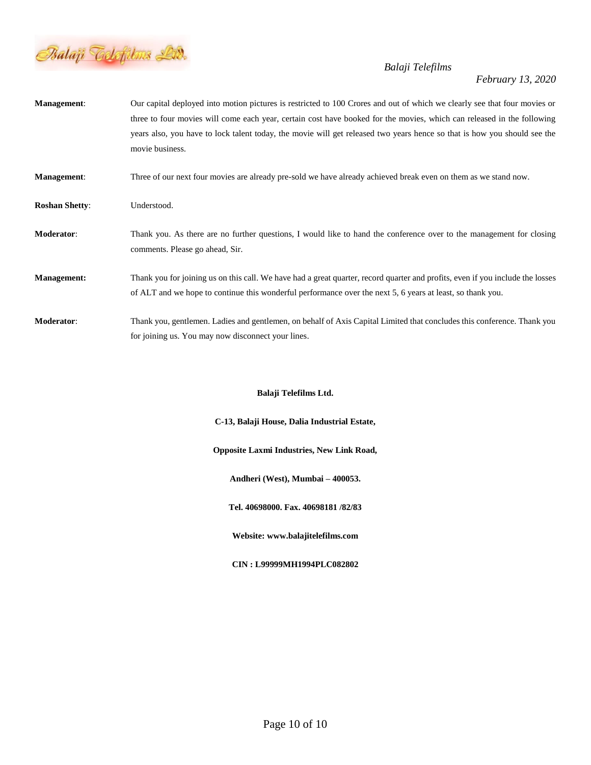**Management**: Our capital deployed into motion pictures is restricted to 100 Crores and out of which we clearly see that four movies or three to four movies will come each year, certain cost have booked for the movies, which can released in the following years also, you have to lock talent today, the movie will get released two years hence so that is how you should see the movie business.

**Management**: Three of our next four movies are already pre-sold we have already achieved break even on them as we stand now.

**Roshan Shetty**: Understood.

**Moderator**: Thank you. As there are no further questions, I would like to hand the conference over to the management for closing comments. Please go ahead, Sir.

**Management:** Thank you for joining us on this call. We have had a great quarter, record quarter and profits, even if you include the losses of ALT and we hope to continue this wonderful performance over the next 5, 6 years at least, so thank you.

**Moderator**: Thank you, gentlemen. Ladies and gentlemen, on behalf of Axis Capital Limited that concludes this conference. Thank you for joining us. You may now disconnect your lines.

**Balaji Telefilms Ltd.**

**C-13, Balaji House, Dalia Industrial Estate,**

**Opposite Laxmi Industries, New Link Road,**

**Andheri (West), Mumbai – 400053.**

**Tel. 40698000. Fax. 40698181 /82/83**

**Website: www.balajitelefilms.com**

**CIN : L99999MH1994PLC082802**